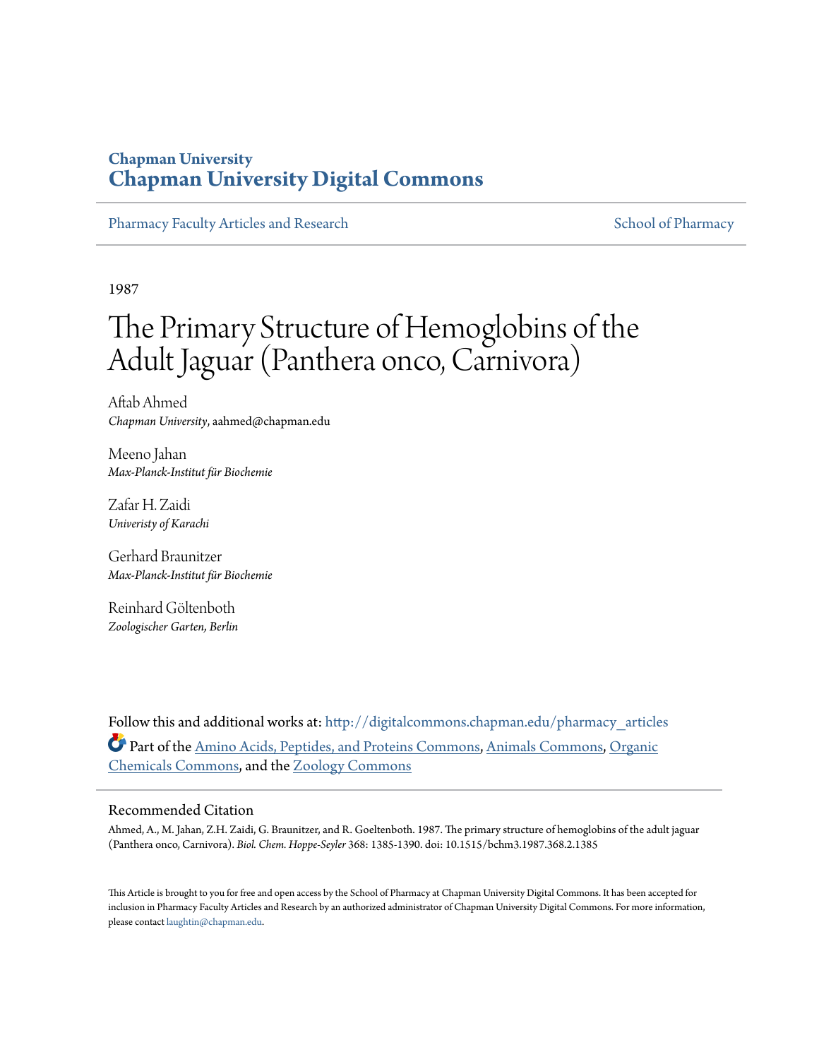# Chapman University
## Chapman University Digital Commons

Pharmacy Faculty Articles and Research | School of Pharmacy

1987

# The Primary Structure of Hemoglobins of the Adult Jaguar (Panthera onco, Carnivora)

Aftab Ahmed
*Chapman University*, aahmed@chapman.edu

Meeno Jahan
*Max-Planck-Institut für Biochemie*

Zafar H. Zaidi
*Univeristy of Karachi*

Gerhard Braunitzer
*Max-Planck-Institut für Biochemie*

Reinhard Göltenboth
*Zoologischer Garten, Berlin*

Follow this and additional works at: http://digitalcommons.chapman.edu/pharmacy_articles

Part of the Amino Acids, Peptides, and Proteins Commons, Animals Commons, Organic Chemicals Commons, and the Zoology Commons

### Recommended Citation

Ahmed, A., M. Jahan, Z.H. Zaidi, G. Braunitzer, and R. Goeltenboth. 1987. The primary structure of hemoglobins of the adult jaguar (Panthera onco, Carnivora). *Biol. Chem. Hoppe-Seyler* 368: 1385-1390. doi: 10.1515/bchm3.1987.368.2.1385

This Article is brought to you for free and open access by the School of Pharmacy at Chapman University Digital Commons. It has been accepted for inclusion in Pharmacy Faculty Articles and Research by an authorized administrator of Chapman University Digital Commons. For more information, please contact laughtin@chapman.edu.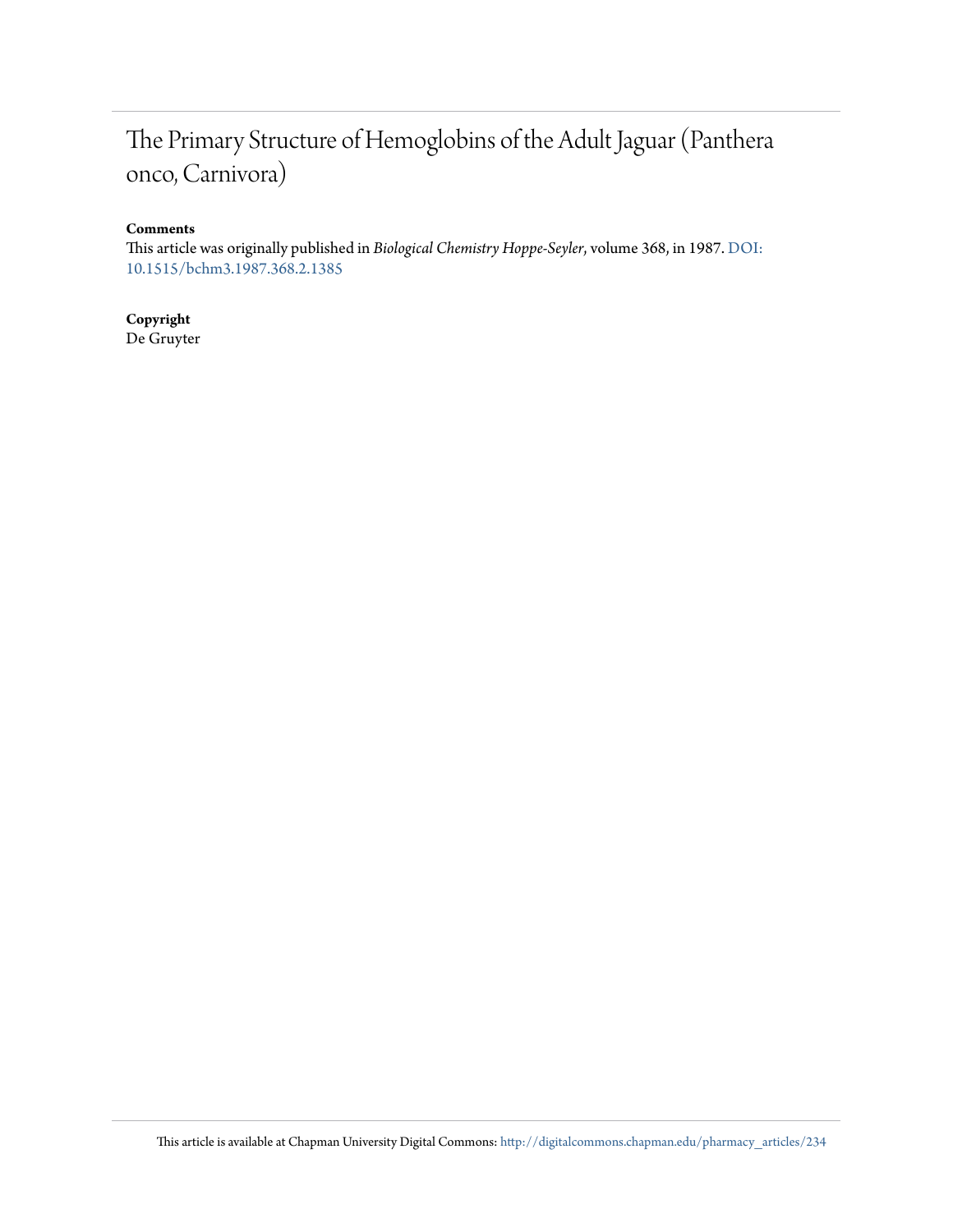# The Primary Structure of Hemoglobins of the Adult Jaguar (Panthera onco, Carnivora)

**Comments**

This article was originally published in *Biological Chemistry Hoppe-Seyler*, volume 368, in 1987. DOI: 10.1515/bchm3.1987.368.2.1385

**Copyright**

De Gruyter

This article is available at Chapman University Digital Commons: http://digitalcommons.chapman.edu/pharmacy_articles/234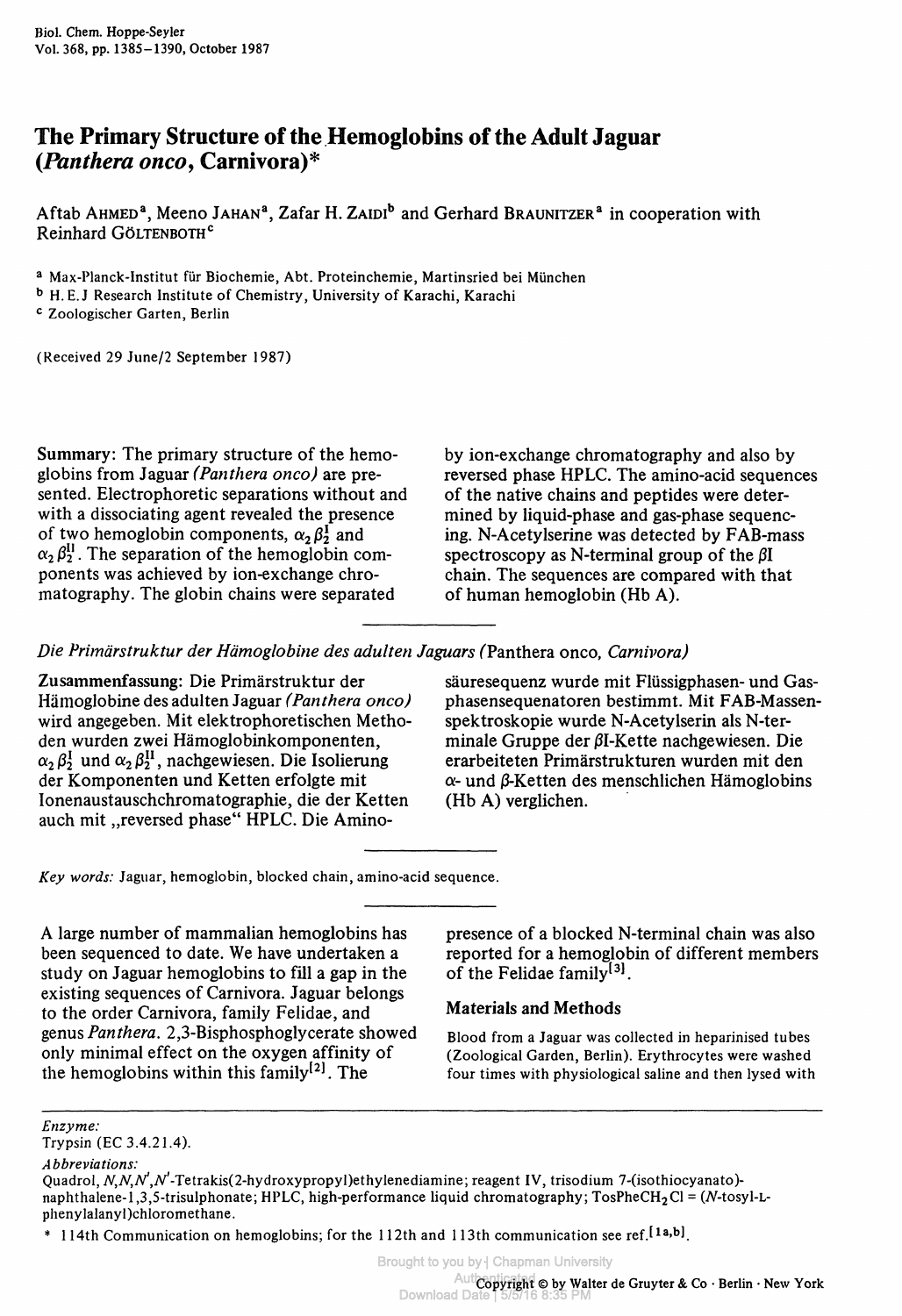# The Primary Structure of the Hemoglobins of the Adult Jaguar (*Panthera onco*, Carnivora)*

Aftab AHMED[a], Meeno JAHAN[a], Zafar H. ZAIDI[b] and Gerhard BRAUNITZER[a] in cooperation with Reinhard GÖLTENBOTH[c]

[a] Max-Planck-Institut für Biochemie, Abt. Proteinchemie, Martinsried bei München
[b] H. E. J Research Institute of Chemistry, University of Karachi, Karachi
[c] Zoologischer Garten, Berlin

(Received 29 June/2 September 1987)

**Summary:** The primary structure of the hemoglobins from Jaguar *(Panthera onco)* are presented. Electrophoretic separations without and with a dissociating agent revealed the presence of two hemoglobin components, $\alpha_2 \beta_2^{I}$ and $\alpha_2 \beta_2^{II}$. The separation of the hemoglobin components was achieved by ion-exchange chromatography. The globin chains were separated by ion-exchange chromatography and also by reversed phase HPLC. The amino-acid sequences of the native chains and peptides were determined by liquid-phase and gas-phase sequencing. N-Acetylserine was detected by FAB-mass spectroscopy as N-terminal group of the $\beta$I chain. The sequences are compared with that of human hemoglobin (Hb A).

---

*Die Primärstruktur der Hämoglobine des adulten Jaguars (*Panthera onco, *Carnivora)*

**Zusammenfassung:** Die Primärstruktur der Hämoglobine des adulten Jaguar *(Panthera onco)* wird angegeben. Mit elektrophoretischen Methoden wurden zwei Hämoglobinkomponenten, $\alpha_2 \beta_2^{I}$ und $\alpha_2 \beta_2^{II}$, nachgewiesen. Die Isolierung der Komponenten und Ketten erfolgte mit Ionenaustauschchromatographie, die der Ketten auch mit „reversed phase" HPLC. Die Aminosäuresequenz wurde mit Flüssigphasen- und Gasphasensequenatoren bestimmt. Mit FAB-Massenspektroskopie wurde N-Acetylserin als N-terminale Gruppe der $\beta$I-Kette nachgewiesen. Die erarbeiteten Primärstrukturen wurden mit den $\alpha$- und $\beta$-Ketten des menschlichen Hämoglobins (Hb A) verglichen.

---

*Key words:* Jaguar, hemoglobin, blocked chain, amino-acid sequence.

---

A large number of mammalian hemoglobins has been sequenced to date. We have undertaken a study on Jaguar hemoglobins to fill a gap in the existing sequences of Carnivora. Jaguar belongs to the order Carnivora, family Felidae, and genus *Panthera*. 2,3-Bisphosphoglycerate showed only minimal effect on the oxygen affinity of the hemoglobins within this family[2]. The presence of a blocked N-terminal chain was also reported for a hemoglobin of different members of the Felidae family[3].

## Materials and Methods

Blood from a Jaguar was collected in heparinised tubes (Zoological Garden, Berlin). Erythrocytes were washed four times with physiological saline and then lysed with

---

*Enzyme:*
Trypsin (EC 3.4.21.4).

*Abbreviations:*
Quadrol, $N,N,N',N'$-Tetrakis(2-hydroxypropyl)ethylenediamine; reagent IV, trisodium 7-(isothiocyanato)-naphthalene-1,3,5-trisulphonate; HPLC, high-performance liquid chromatography; $TosPheCH_2Cl$ = ($N$-tosyl-L-phenylalanyl)chloromethane.

\* 114th Communication on hemoglobins; for the 112th and 113th communication see ref.[1a,b].

Copyright © by Walter de Gruyter & Co · Berlin · New York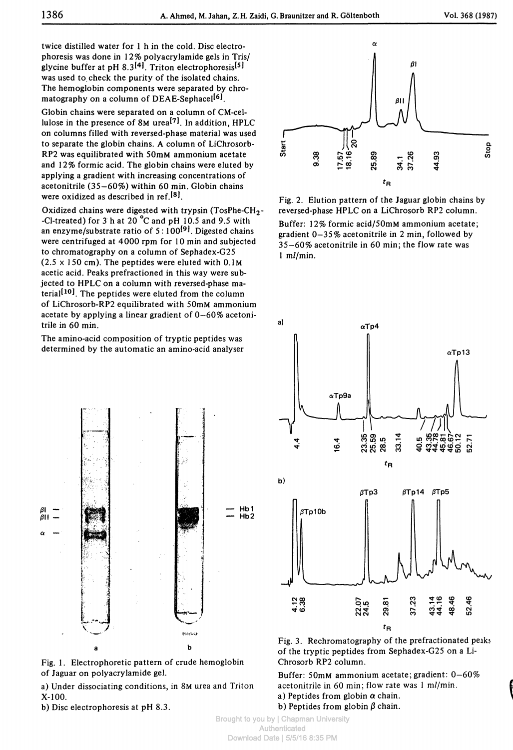twice distilled water for 1 h in the cold. Disc electrophoresis was done in 12% polyacrylamide gels in Tris/glycine buffer at pH 8.3[4]. Triton electrophoresis[5] was used to check the purity of the isolated chains. The hemoglobin components were separated by chromatography on a column of DEAE-Sephacel[6].

Globin chains were separated on a column of CM-cellulose in the presence of 8M urea[7]. In addition, HPLC on columns filled with reversed-phase material was used to separate the globin chains. A column of LiChrosorb-RP2 was equilibrated with 50mM ammonium acetate and 12% formic acid. The globin chains were eluted by applying a gradient with increasing concentrations of acetonitrile (35–60%) within 60 min. Globin chains were oxidized as described in ref.[8].

Oxidized chains were digested with trypsin (TosPhe-$CH_2$-Cl-treated) for 3 h at 20 °C and pH 10.5 and 9.5 with an enzyme/substrate ratio of 5 : 100[9]. Digested chains were centrifuged at 4000 rpm for 10 min and subjected to chromatography on a column of Sephadex-G25 (2.5 x 150 cm). The peptides were eluted with 0.1M acetic acid. Peaks prefractioned in this way were subjected to HPLC on a column with reversed-phase material[10]. The peptides were eluted from the column of LiChrosorb-RP2 equilibrated with 50mM ammonium acetate by applying a linear gradient of 0–60% acetonitrile in 60 min.

The amino-acid composition of tryptic peptides was determined by the automatic an amino-acid analyser

Fig. 1. Electrophoretic pattern of crude hemoglobin of Jaguar on polyacrylamide gel.

a) Under dissociating conditions, in 8M urea and Triton X-100.

b) Disc electrophoresis at pH 8.3.

Fig. 2. Elution pattern of the Jaguar globin chains by reversed-phase HPLC on a LiChrosorb RP2 column.

Buffer: 12% formic acid/50mM ammonium acetate; gradient 0–35% acetonitrile in 2 min, followed by 35–60% acetonitrile in 60 min; the flow rate was 1 ml/min.

Fig. 3. Rechromatography of the prefractionated peaks of the tryptic peptides from Sephadex-G25 on a LiChrosorb RP2 column.

Buffer: 50mM ammonium acetate; gradient: 0–60% acetonitrile in 60 min; flow rate was 1 ml/min.

a) Peptides from globin $\alpha$ chain.

b) Peptides from globin $\beta$ chain.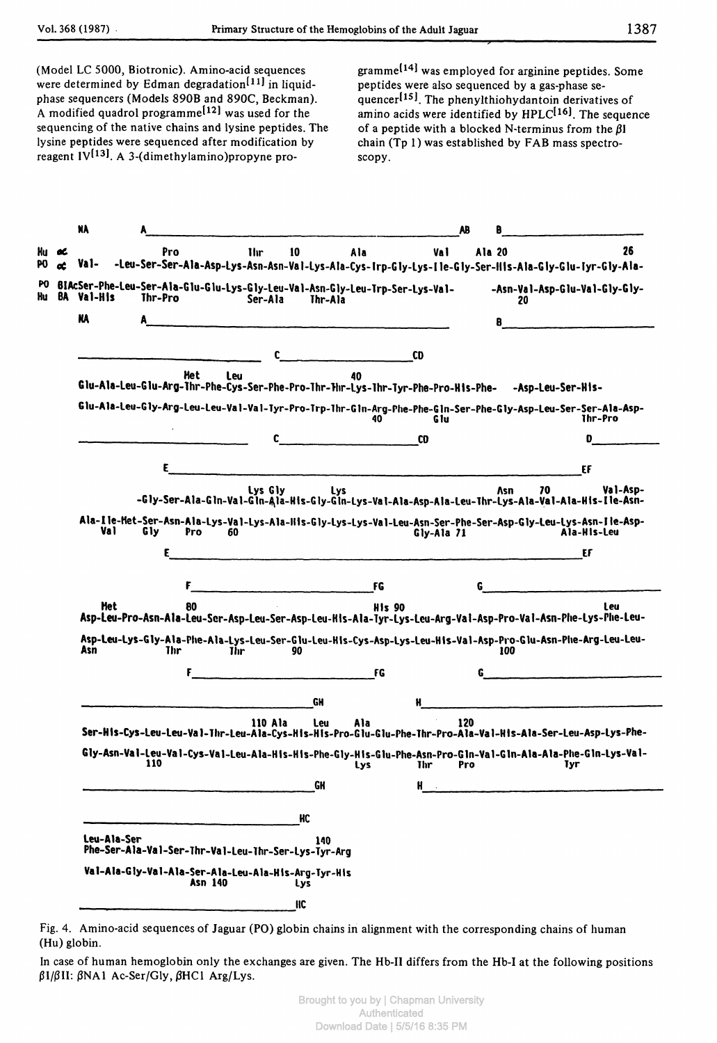(Model LC 5000, Biotronic). Amino-acid sequences were determined by Edman degradation[11] in liquid-phase sequencers (Models 890B and 890C, Beckman). A modified quadrol programme[12] was used for the sequencing of the native chains and lysine peptides. The lysine peptides were sequenced after modification by reagent IV[13]. A 3-(dimethylamino)propyne programme[14] was employed for arginine peptides. Some peptides were also sequenced by a gas-phase sequencer[15]. The phenylthiohydantoin derivatives of amino acids were identified by HPLC[16]. The sequence of a peptide with a blocked N-terminus from the $\beta$I chain (Tp 1) was established by FAB mass spectroscopy.

```
      NA        A_____________________________________________AB   B______________
Hu α             Pro          Thr    10       Ala          Val    Ala 20            26
PO α  Val-  -Leu-Ser-Ser-Ala-Asp-Lys-Asn-Asn-Val-Lys-Ala-Cys-Trp-Gly-Lys-Ile-Gly-Ser-His-Ala-Gly-Glu-Tyr-Gly-Ala-

PO βIAcSer-Phe-Leu-Ser-Ala-Glu-Glu-Lys-Gly-Leu-Val-Asn-Gly-Leu-Trp-Ser-Lys-Val-    -Asn-Val-Asp-Glu-Val-Gly-Gly-
Hu βA Val-His    Thr-Pro           Ser-Ala     Thr-Ala                                  20
      NA        A_____________________________________________     B______________

_____________________________ C_________________CD
                  Met   Leu               40
Glu-Ala-Leu-Glu-Arg-Thr-Phe-Cys-Ser-Phe-Pro-Thr-Thr-Lys-Thr-Tyr-Phe-Pro-His-Phe-   -Asp-Leu-Ser-His-

Glu-Ala-Leu-Gly-Arg-Leu-Leu-Val-Val-Tyr-Pro-Trp-Thr-Gln-Arg-Phe-Phe-Gln-Ser-Phe-Gly-Asp-Leu-Ser-Ser-Ala-Asp-
                                                  40      Glu                          Thr-Pro
_____________________________ C_________________CD                                   D________

          E_____________________________________________________________________EF
                         Lys Gly       Lys                               Asn    70       Val-Asp-
         -Gly-Ser-Ala-Gln-Val-Gln-Ala-His-Gly-Gln-Lys-Val-Ala-Asp-Ala-Leu-Thr-Lys-Ala-Val-Ala-His-Ile-Asn-

Ala-Ile-Met-Ser-Asn-Ala-Lys-Val-Lys-Ala-His-Gly-Lys-Lys-Val-Leu-Asn-Ser-Phe-Ser-Asp-Gly-Leu-Lys-Asn-Ile-Asp-
    Val     Gly     Pro     60                                  Gly-Ala 71                     Ala-His-Leu
          E_____________________________________________________________________EF

          F_________________________FG            G______________________
Met           80                              His 90                                  Leu
Asp-Leu-Pro-Asn-Ala-Leu-Ser-Asp-Leu-Ser-Asp-Leu-His-Ala-Tyr-Lys-Leu-Arg-Val-Asp-Pro-Val-Asn-Phe-Lys-Phe-Leu-

Asp-Leu-Lys-Gly-Ala-Phe-Ala-Lys-Leu-Ser-Glu-Leu-His-Cys-Asp-Lys-Leu-His-Val-Asp-Pro-Glu-Asn-Phe-Arg-Leu-Leu-
Asn             Thr       Thr        90                                100
          F_________________________FG            G______________________

______________________________________GH        H_____________________________
                          110 Ala    Leu    Ala              120
Ser-His-Cys-Leu-Leu-Val-Thr-Leu-Ala-Cys-His-His-Pro-Glu-Glu-Phe-Thr-Pro-Ala-Val-His-Ala-Ser-Leu-Asp-Lys-Phe-

Gly-Asn-Val-Leu-Val-Cys-Val-Leu-Ala-His-His-Phe-Gly-His-Glu-Phe-Asn-Pro-Gln-Val-Gln-Ala-Ala-Phe-Gln-Lys-Val-
        110                                       Lys         Thr       Pro             Tyr
______________________________________GH        H_____________________________

_____________________________HC
Leu-Ala-Ser                  140
Phe-Ser-Ala-Val-Ser-Thr-Val-Leu-Thr-Ser-Lys-Tyr-Arg

Val-Ala-Gly-Val-Ala-Ser-Ala-Leu-Ala-His-Arg-Tyr-His
                 Asn 140             Lys
_____________________________HC
```

Fig. 4. Amino-acid sequences of Jaguar (PO) globin chains in alignment with the corresponding chains of human (Hu) globin.

In case of human hemoglobin only the exchanges are given. The Hb-II differs from the Hb-I at the following positions $\beta$I/$\beta$II: $\beta$NA1 Ac-Ser/Gly, $\beta$HC1 Arg/Lys.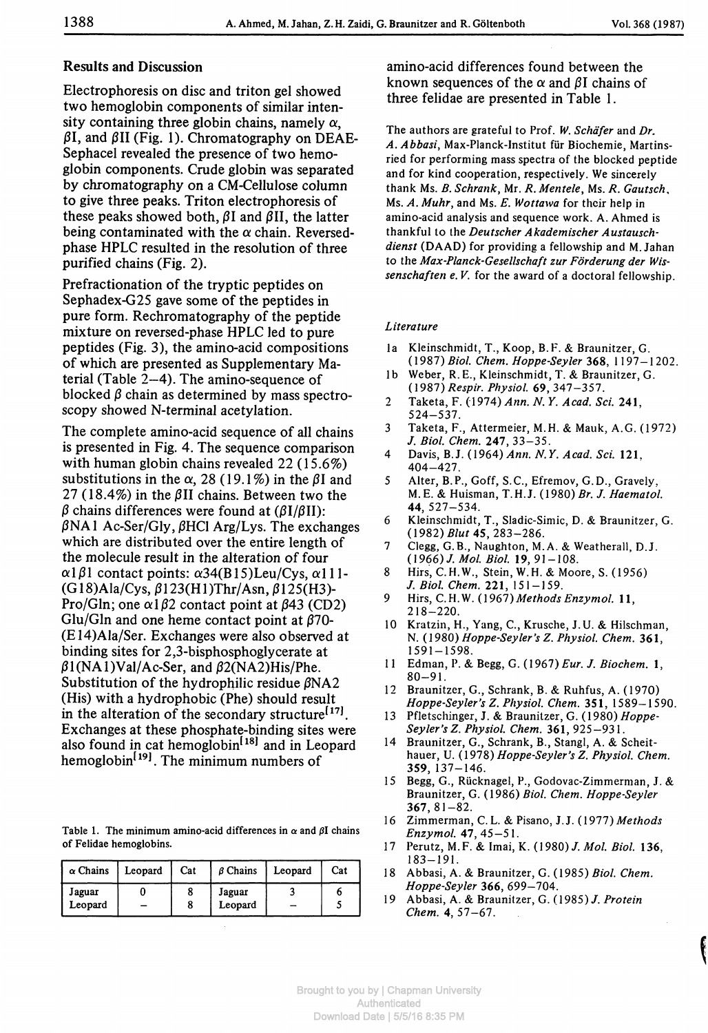## Results and Discussion

Electrophoresis on disc and triton gel showed two hemoglobin components of similar intensity containing three globin chains, namely $\alpha$, $\beta$I, and $\beta$II (Fig. 1). Chromatography on DEAE-Sephacel revealed the presence of two hemoglobin components. Crude globin was separated by chromatography on a CM-Cellulose column to give three peaks. Triton electrophoresis of these peaks showed both, $\beta$I and $\beta$II, the latter being contaminated with the $\alpha$ chain. Reversed-phase HPLC resulted in the resolution of three purified chains (Fig. 2).

Prefractionation of the tryptic peptides on Sephadex-G25 gave some of the peptides in pure form. Rechromatography of the peptide mixture on reversed-phase HPLC led to pure peptides (Fig. 3), the amino-acid compositions of which are presented as Supplementary Material (Table 2–4). The amino-sequence of blocked $\beta$ chain as determined by mass spectroscopy showed N-terminal acetylation.

The complete amino-acid sequence of all chains is presented in Fig. 4. The sequence comparison with human globin chains revealed 22 (15.6%) substitutions in the $\alpha$, 28 (19.1%) in the $\beta$I and 27 (18.4%) in the $\beta$II chains. Between two the $\beta$ chains differences were found at ($\beta$I/$\beta$II): $\beta$NA1 Ac-Ser/Gly, $\beta$HCl Arg/Lys. The exchanges which are distributed over the entire length of the molecule result in the alteration of four $\alpha 1 \beta 1$ contact points: $\alpha$34(B15)Leu/Cys, $\alpha$111-(G18)Ala/Cys, $\beta$123(H1)Thr/Asn, $\beta$125(H3)-Pro/Gln; one $\alpha 1 \beta 2$ contact point at $\beta$43 (CD2) Glu/Gln and one heme contact point at $\beta$70-(E14)Ala/Ser. Exchanges were also observed at binding sites for 2,3-bisphosphoglycerate at $\beta$1(NA1)Val/Ac-Ser, and $\beta$2(NA2)His/Phe. Substitution of the hydrophilic residue $\beta$NA2 (His) with a hydrophobic (Phe) should result in the alteration of the secondary structure[17]. Exchanges at these phosphate-binding sites were also found in cat hemoglobin[18] and in Leopard hemoglobin[19]. The minimum numbers of amino-acid differences found between the known sequences of the $\alpha$ and $\beta$I chains of three felidae are presented in Table 1.

Table 1. The minimum amino-acid differences in $\alpha$ and $\beta$I chains of Felidae hemoglobins.

| $\alpha$ Chains | Leopard | Cat | $\beta$ Chains | Leopard | Cat |
|---|---|---|---|---|---|
| Jaguar | 0 | 8 | Jaguar | 3 | 6 |
| Leopard | – | 8 | Leopard | – | 5 |

The authors are grateful to Prof. *W. Schäfer* and *Dr. A. Abbasi*, Max-Planck-Institut für Biochemie, Martinsried for performing mass spectra of the blocked peptide and for kind cooperation, respectively. We sincerely thank Ms. *B. Schrank*, Mr. *R. Mentele*, Ms. *R. Gautsch*, Ms. *A. Muhr*, and Ms. *E. Wottawa* for their help in amino-acid analysis and sequence work. A. Ahmed is thankful to the *Deutscher Akademischer Austauschdienst* (DAAD) for providing a fellowship and M. Jahan to the *Max-Planck-Gesellschaft zur Förderung der Wissenschaften e.V.* for the award of a doctoral fellowship.

### Literature

1a Kleinschmidt, T., Koop, B.F. & Braunitzer, G. (1987) *Biol. Chem. Hoppe-Seyler* **368**, 1197–1202.

1b Weber, R.E., Kleinschmidt, T. & Braunitzer, G. (1987) *Respir. Physiol.* **69**, 347–357.

2 Taketa, F. (1974) *Ann. N.Y. Acad. Sci.* **241**, 524–537.

3 Taketa, F., Attermeier, M.H. & Mauk, A.G. (1972) *J. Biol. Chem.* **247**, 33–35.

4 Davis, B.J. (1964) *Ann. N.Y. Acad. Sci.* **121**, 404–427.

5 Alter, B.P., Goff, S.C., Efremov, G.D., Gravely, M.E. & Huisman, T.H.J. (1980) *Br. J. Haematol.* **44**, 527–534.

6 Kleinschmidt, T., Sladic-Simic, D. & Braunitzer, G. (1982) *Blut* **45**, 283–286.

7 Clegg, G.B., Naughton, M.A. & Weatherall, D.J. (1966) *J. Mol. Biol.* **19**, 91–108.

8 Hirs, C.H.W., Stein, W.H. & Moore, S. (1956) *J. Biol. Chem.* **221**, 151–159.

9 Hirs, C.H.W. (1967) *Methods Enzymol.* **11**, 218–220.

10 Kratzin, H., Yang, C., Krusche, J.U. & Hilschman, N. (1980) *Hoppe-Seyler's Z. Physiol. Chem.* **361**, 1591–1598.

11 Edman, P. & Begg, G. (1967) *Eur. J. Biochem.* **1**, 80–91.

12 Braunitzer, G., Schrank, B. & Ruhfus, A. (1970) *Hoppe-Seyler's Z. Physiol. Chem.* **351**, 1589–1590.

13 Pfletschinger, J. & Braunitzer, G. (1980) *Hoppe-Seyler's Z. Physiol. Chem.* **361**, 925–931.

14 Braunitzer, G., Schrank, B., Stangl, A. & Scheithauer, U. (1978) *Hoppe-Seyler's Z. Physiol. Chem.* **359**, 137–146.

15 Begg, G., Rücknagel, P., Godovac-Zimmerman, J. & Braunitzer, G. (1986) *Biol. Chem. Hoppe-Seyler* **367**, 81–82.

16 Zimmerman, C.L. & Pisano, J.J. (1977) *Methods Enzymol.* **47**, 45–51.

17 Perutz, M.F. & Imai, K. (1980) *J. Mol. Biol.* **136**, 183–191.

18 Abbasi, A. & Braunitzer, G. (1985) *Biol. Chem. Hoppe-Seyler* **366**, 699–704.

19 Abbasi, A. & Braunitzer, G. (1985) *J. Protein Chem.* **4**, 57–67.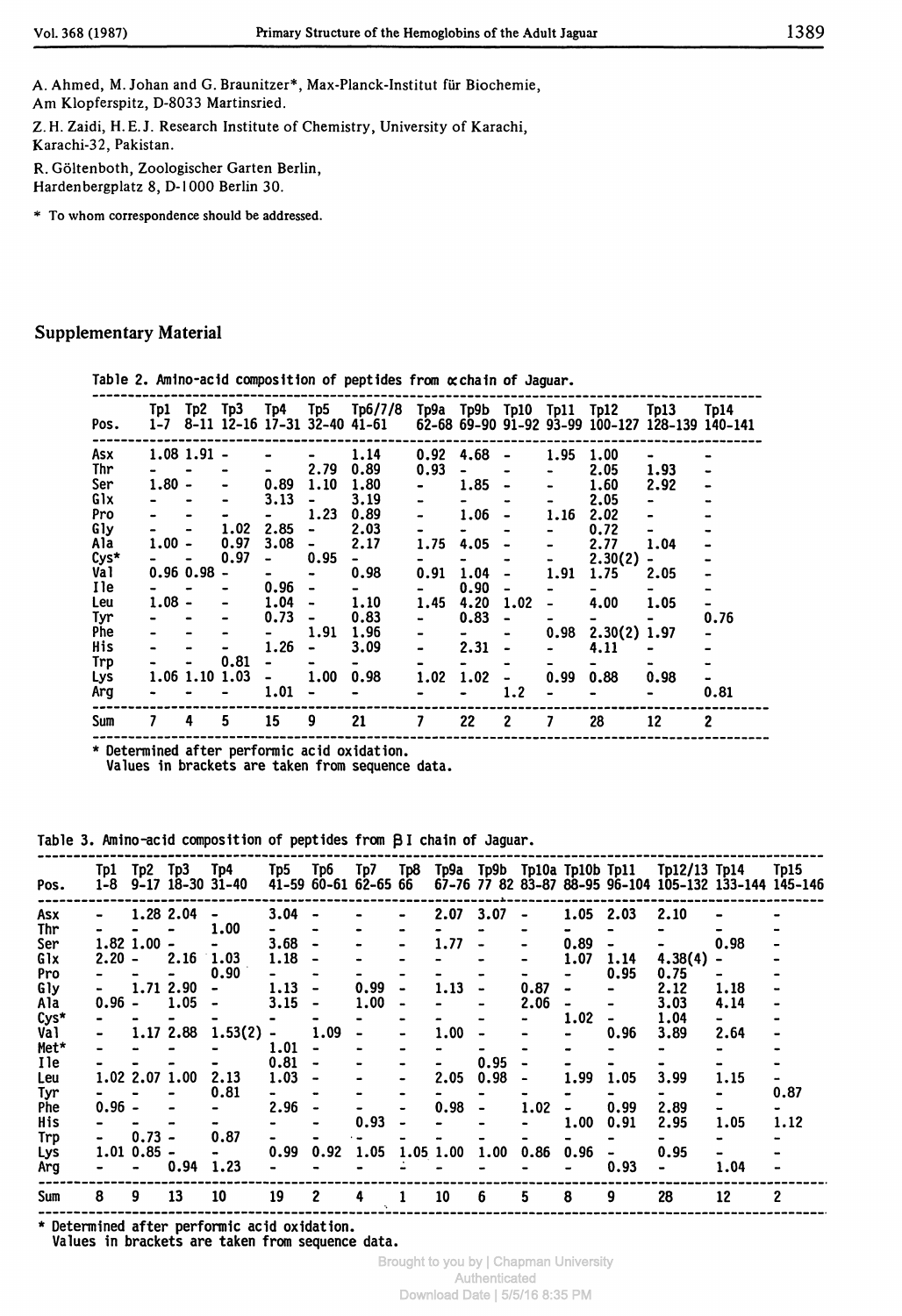A. Ahmed, M. Johan and G. Braunitzer*, Max-Planck-Institut für Biochemie, Am Klopferspitz, D-8033 Martinsried.

Z. H. Zaidi, H. E. J. Research Institute of Chemistry, University of Karachi, Karachi-32, Pakistan.

R. Göltenboth, Zoologischer Garten Berlin, Hardenbergplatz 8, D-1000 Berlin 30.

* To whom correspondence should be addressed.

## Supplementary Material

Table 2. Amino-acid composition of peptides from α chain of Jaguar.

| Pos. | Tp1 1-7 | Tp2 8-11 | Tp3 12-16 | Tp4 17-31 | Tp5 32-40 | Tp6/7/8 41-61 | Tp9a 62-68 | Tp9b 69-90 | Tp10 91-92 | Tp11 93-99 | Tp12 100-127 | Tp13 128-139 | Tp14 140-141 |
|---|---|---|---|---|---|---|---|---|---|---|---|---|---|
| Asx | 1.08 | 1.91 | - | - | - | 1.14 | 0.92 | 4.68 | - | 1.95 | 1.00 | - | - |
| Thr | - | - | - | - | 2.79 | 0.89 | 0.93 | - | - | - | 2.05 | 1.93 | - |
| Ser | 1.80 | - | - | 0.89 | 1.10 | 1.80 | - | 1.85 | - | - | 1.60 | 2.92 | - |
| Glx | - | - | - | 3.13 | - | 3.19 | - | - | - | - | 2.05 | - | - |
| Pro | - | - | - | - | 1.23 | 0.89 | - | 1.06 | - | 1.16 | 2.02 | - | - |
| Gly | - | - | 1.02 | 2.85 | - | 2.03 | - | - | - | - | 0.72 | - | - |
| Ala | 1.00 | - | 0.97 | 3.08 | - | 2.17 | 1.75 | 4.05 | - | - | 2.77 | 1.04 | - |
| Cys* | - | - | 0.97 | - | 0.95 | - | - | - | - | - | 2.30(2) | - | - |
| Val | 0.96 | 0.98 | - | - | - | 0.98 | 0.91 | 1.04 | - | 1.91 | 1.75 | 2.05 | - |
| Ile | - | - | - | 0.96 | - | - | - | 0.90 | - | - | - | - | - |
| Leu | 1.08 | - | - | 1.04 | - | 1.10 | 1.45 | 4.20 | 1.02 | - | 4.00 | 1.05 | - |
| Tyr | - | - | - | 0.73 | - | 0.83 | - | 0.83 | - | - | - | - | 0.76 |
| Phe | - | - | - | - | 1.91 | 1.96 | - | - | - | 0.98 | 2.30(2) | 1.97 | - |
| His | - | - | - | 1.26 | - | 3.09 | - | 2.31 | - | - | 4.11 | - | - |
| Trp | - | - | 0.81 | - | - | - | - | - | - | - | - | - | - |
| Lys | 1.06 | 1.10 | 1.03 | - | 1.00 | 0.98 | 1.02 | 1.02 | - | 0.99 | 0.88 | 0.98 | - |
| Arg | - | - | - | 1.01 | - | - | - | - | 1.2 | - | - | - | 0.81 |
| Sum | 7 | 4 | 5 | 15 | 9 | 21 | 7 | 22 | 2 | 7 | 28 | 12 | 2 |

* Determined after performic acid oxidation.
Values in brackets are taken from sequence data.

Table 3. Amino-acid composition of peptides from βI chain of Jaguar.

| Pos. | Tp1 1-8 | Tp2 9-17 | Tp3 18-30 | Tp4 31-40 | Tp5 41-59 | Tp6 60-61 | Tp7 62-65 | Tp8 66 | Tp9a 67-76 | Tp9b 77 82 | Tp10a 83-87 | Tp10b 88-95 | Tp11 96-104 | Tp12/13 105-132 | Tp14 133-144 | Tp15 145-146 |
|---|---|---|---|---|---|---|---|---|---|---|---|---|---|---|---|---|
| Asx | - | 1.28 | 2.04 | - | 3.04 | - | - | - | 2.07 | 3.07 | - | 1.05 | 2.03 | 2.10 | - | - |
| Thr | - | - | - | 1.00 | - | - | - | - | - | - | - | - | - | - | - | - |
| Ser | 1.82 | 1.00 | - | - | 3.68 | - | - | - | 1.77 | - | - | 0.89 | - | - | 0.98 | - |
| Glx | 2.20 | - | 2.16 | 1.03 | 1.18 | - | - | - | - | - | - | 1.07 | 1.14 | 4.38(4) | - | - |
| Pro | - | - | - | 0.90 | - | - | - | - | - | - | - | - | 0.95 | 0.75 | - | - |
| Gly | - | 1.71 | 2.90 | - | 1.13 | - | 0.99 | - | 1.13 | - | 0.87 | - | - | 2.12 | 1.18 | - |
| Ala | 0.96 | - | 1.05 | - | 3.15 | - | 1.00 | - | - | - | 2.06 | - | - | 3.03 | 4.14 | - |
| Cys* | - | - | - | - | - | - | - | - | - | - | - | 1.02 | - | 1.04 | - | - |
| Val | - | 1.17 | 2.88 | 1.53(2) | - | 1.09 | - | - | 1.00 | - | - | - | 0.96 | 3.89 | 2.64 | - |
| Met* | - | - | - | - | 1.01 | - | - | - | - | - | - | - | - | - | - | - |
| Ile | - | - | - | - | 0.81 | - | - | - | - | 0.95 | - | - | - | - | - | - |
| Leu | 1.02 | 2.07 | 1.00 | 2.13 | 1.03 | - | - | - | 2.05 | 0.98 | - | 1.99 | 1.05 | 3.99 | 1.15 | - |
| Tyr | - | - | - | 0.81 | - | - | - | - | - | - | - | - | - | - | - | 0.87 |
| Phe | 0.96 | - | - | - | 2.96 | - | - | - | 0.98 | - | 1.02 | - | 0.99 | 2.89 | - | - |
| His | - | - | - | - | - | - | 0.93 | - | - | - | - | 1.00 | 0.91 | 2.95 | 1.05 | 1.12 |
| Trp | - | 0.73 | - | 0.87 | - | - | - | - | - | - | - | - | - | - | - | - |
| Lys | 1.01 | 0.85 | - | - | 0.99 | 0.92 | 1.05 | 1.05 | 1.00 | 1.00 | 0.86 | 0.96 | - | 0.95 | - | - |
| Arg | - | - | 0.94 | 1.23 | - | - | - | - | - | - | - | - | 0.93 | - | 1.04 | - |
| Sum | 8 | 9 | 13 | 10 | 19 | 2 | 4 | 1 | 10 | 6 | 5 | 8 | 9 | 28 | 12 | 2 |

* Determined after performic acid oxidation.
Values in brackets are taken from sequence data.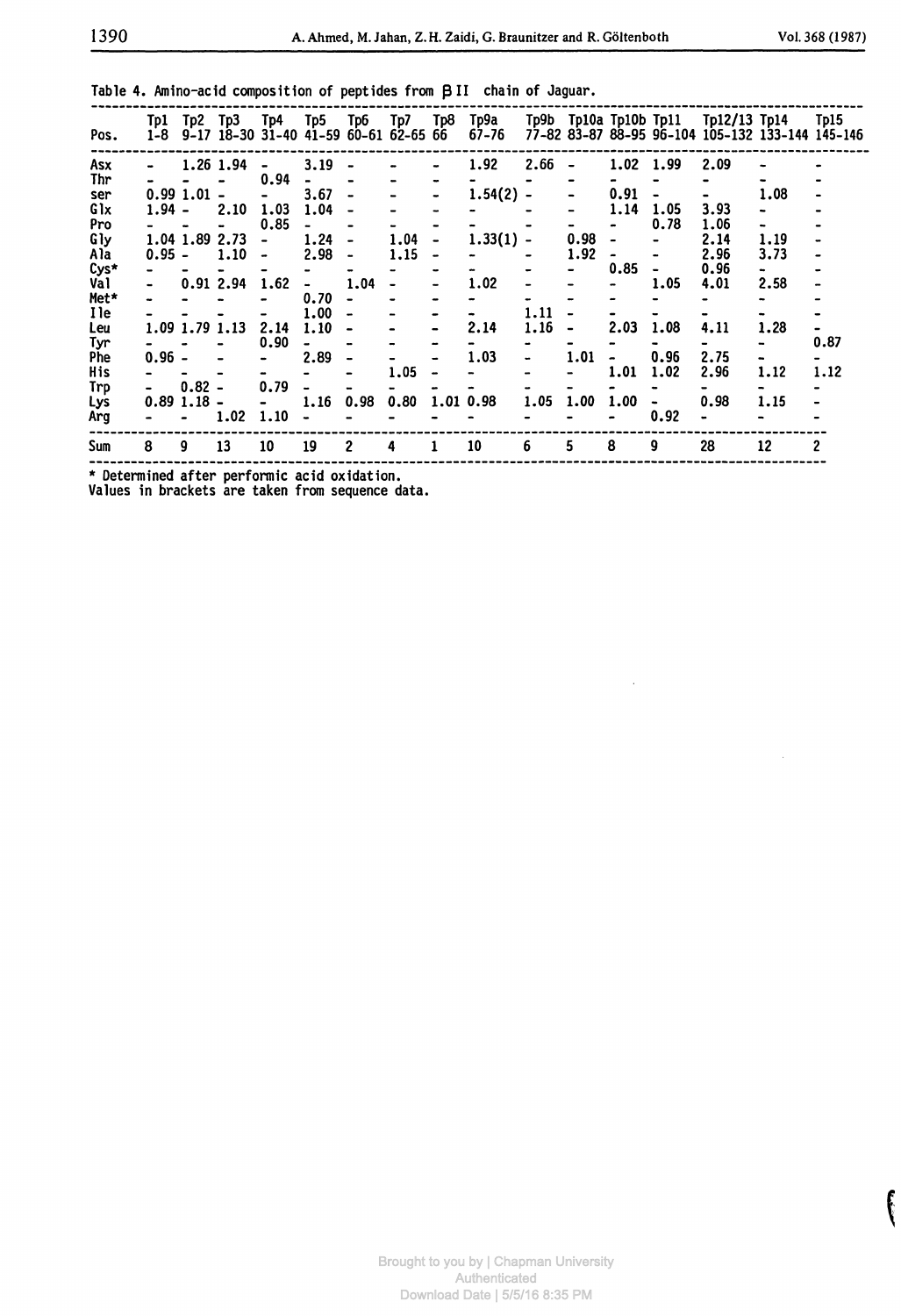Table 4. Amino-acid composition of peptides from $\beta$II chain of Jaguar.

| Pos. | Tp1 1-8 | Tp2 9-17 | Tp3 18-30 | Tp4 31-40 | Tp5 41-59 | Tp6 60-61 | Tp7 62-65 | Tp8 66 | Tp9a 67-76 | Tp9b 77-82 | Tp10a 83-87 | Tp10b 88-95 | Tp11 96-104 | Tp12/13 105-132 | Tp14 133-144 | Tp15 145-146 |
|---|---|---|---|---|---|---|---|---|---|---|---|---|---|---|---|---|
| Asx | - | 1.26 | 1.94 | - | 3.19 | - | - | - | 1.92 | 2.66 | - | 1.02 | 1.99 | 2.09 | - | - |
| Thr | - | - | - | 0.94 | - | - | - | - | - | - | - | - | - | - | - | - |
| ser | 0.99 | 1.01 | - | - | 3.67 | - | - | - | 1.54(2) | - | - | 0.91 | - | - | 1.08 | - |
| Glx | 1.94 | - | 2.10 | 1.03 | 1.04 | - | - | - | - | - | - | 1.14 | 1.05 | 3.93 | - | - |
| Pro | - | - | - | 0.85 | - | - | - | - | - | - | - | - | 0.78 | 1.06 | - | - |
| Gly | 1.04 | 1.89 | 2.73 | - | 1.24 | - | 1.04 | - | 1.33(1) | - | 0.98 | - | - | 2.14 | 1.19 | - |
| Ala | 0.95 | - | 1.10 | - | 2.98 | - | 1.15 | - | - | - | 1.92 | - | - | 2.96 | 3.73 | - |
| Cys* | - | - | - | - | - | - | - | - | - | - | - | 0.85 | - | 0.96 | - | - |
| Val | - | 0.91 | 2.94 | 1.62 | - | 1.04 | - | - | 1.02 | - | - | - | 1.05 | 4.01 | 2.58 | - |
| Met* | - | - | - | - | 0.70 | - | - | - | - | - | - | - | - | - | - | - |
| Ile | - | - | - | - | 1.00 | - | - | - | - | 1.11 | - | - | - | - | - | - |
| Leu | 1.09 | 1.79 | 1.13 | 2.14 | 1.10 | - | - | - | 2.14 | 1.16 | - | 2.03 | 1.08 | 4.11 | 1.28 | - |
| Tyr | - | - | - | 0.90 | - | - | - | - | - | - | - | - | - | - | - | 0.87 |
| Phe | 0.96 | - | - | - | 2.89 | - | - | - | 1.03 | - | 1.01 | - | 0.96 | 2.75 | - | - |
| His | - | - | - | - | - | - | 1.05 | - | - | - | - | 1.01 | 1.02 | 2.96 | 1.12 | 1.12 |
| Trp | - | 0.82 | - | 0.79 | - | - | - | - | - | - | - | - | - | - | - | - |
| Lys | 0.89 | 1.18 | - | - | 1.16 | 0.98 | 0.80 | 1.01 | 0.98 | 1.05 | 1.00 | 1.00 | - | 0.98 | 1.15 | - |
| Arg | - | - | 1.02 | 1.10 | - | - | - | - | - | - | - | - | 0.92 | - | - | - |
| Sum | 8 | 9 | 13 | 10 | 19 | 2 | 4 | 1 | 10 | 6 | 5 | 8 | 9 | 28 | 12 | 2 |

* Determined after performic acid oxidation.
Values in brackets are taken from sequence data.